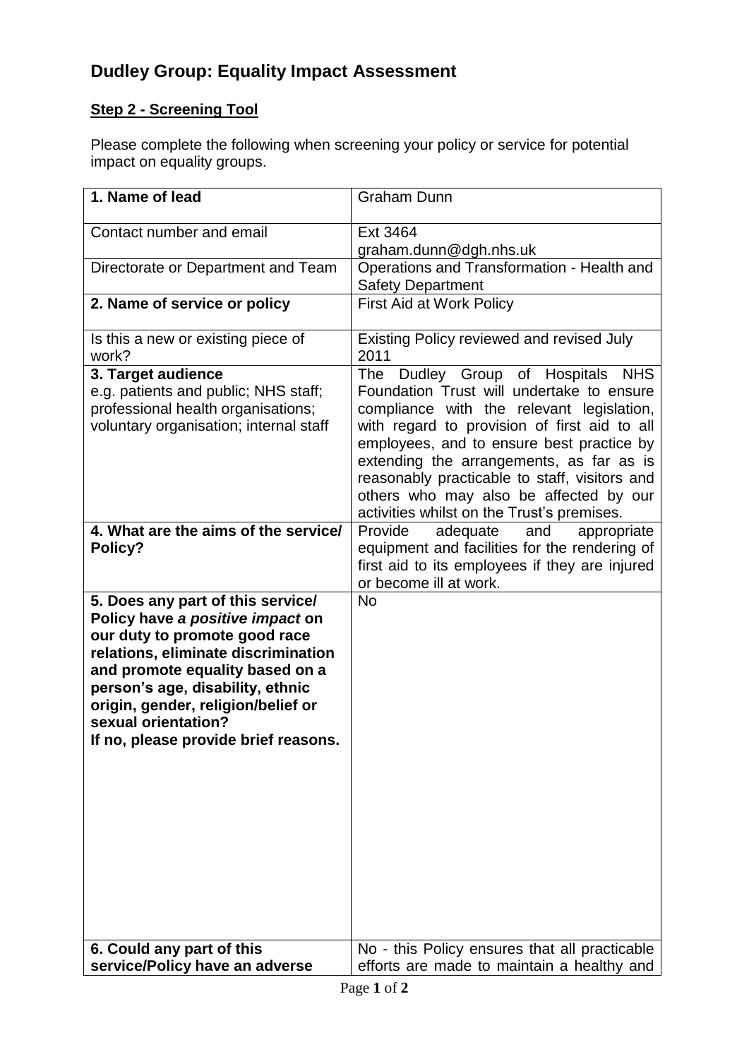# Dudley Group: Equality Impact Assessment

## Step 2 - Screening Tool

Please complete the following when screening your policy or service for potential impact on equality groups.

| | |
|---|---|
| **1. Name of lead** | Graham Dunn |
| Contact number and email | Ext 3464<br>graham.dunn@dgh.nhs.uk |
| Directorate or Department and Team | Operations and Transformation - Health and Safety Department |
| **2. Name of service or policy** | First Aid at Work Policy |
| Is this a new or existing piece of work? | Existing Policy reviewed and revised July 2011 |
| **3. Target audience**<br>e.g. patients and public; NHS staff; professional health organisations; voluntary organisation; internal staff | The Dudley Group of Hospitals NHS Foundation Trust will undertake to ensure compliance with the relevant legislation, with regard to provision of first aid to all employees, and to ensure best practice by extending the arrangements, as far as is reasonably practicable to staff, visitors and others who may also be affected by our activities whilst on the Trust's premises. |
| **4. What are the aims of the service/ Policy?** | Provide adequate and appropriate equipment and facilities for the rendering of first aid to its employees if they are injured or become ill at work. |
| **5. Does any part of this service/ Policy have *a positive impact* on our duty to promote good race relations, eliminate discrimination and promote equality based on a person's age, disability, ethnic origin, gender, religion/belief or sexual orientation?**<br>**If no, please provide brief reasons.** | No |
| **6. Could any part of this service/Policy have an adverse** | No - this Policy ensures that all practicable efforts are made to maintain a healthy and |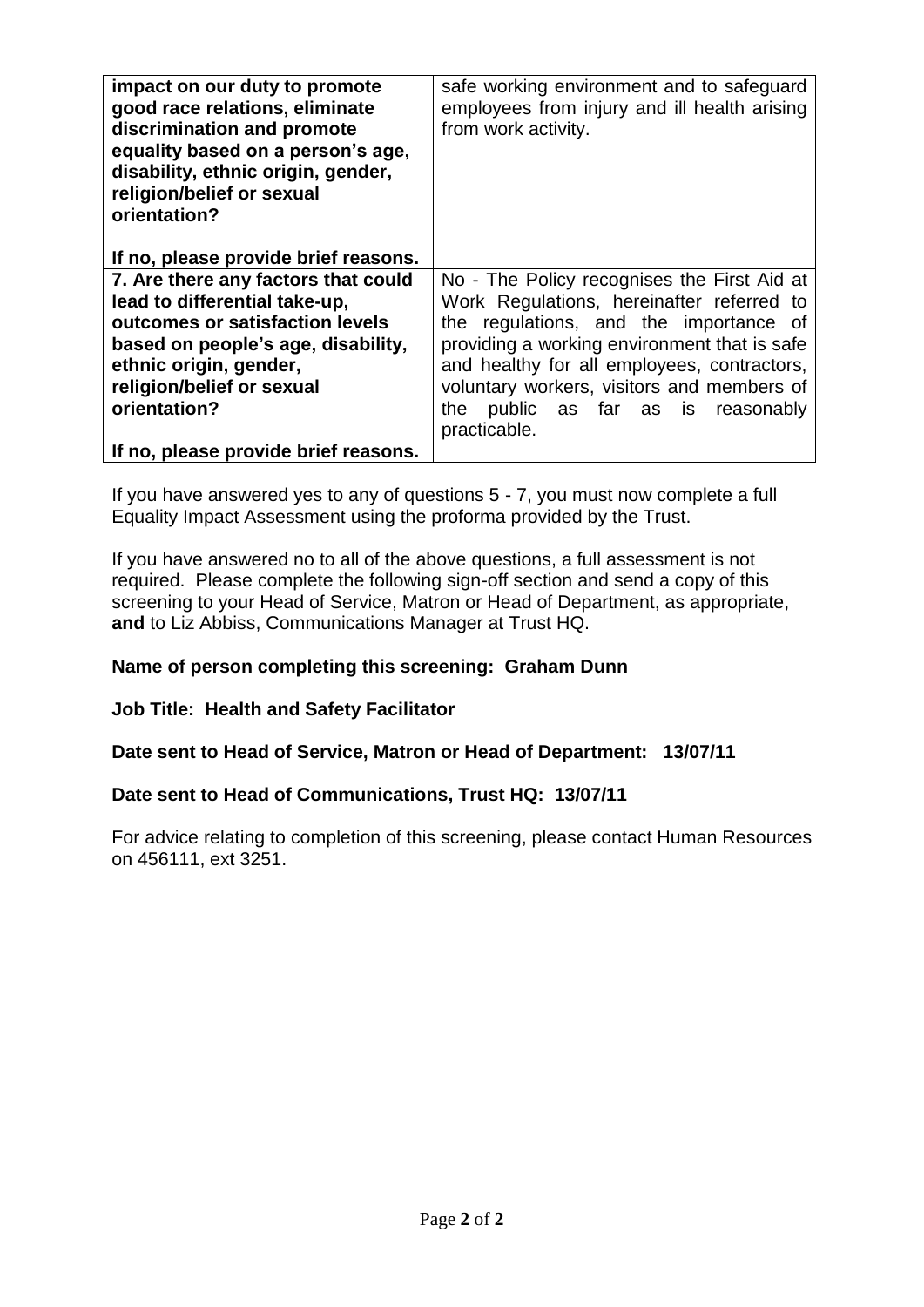| | |
|---|---|
| **impact on our duty to promote good race relations, eliminate discrimination and promote equality based on a person's age, disability, ethnic origin, gender, religion/belief or sexual orientation?**<br><br>**If no, please provide brief reasons.** | safe working environment and to safeguard employees from injury and ill health arising from work activity. |
| **7. Are there any factors that could lead to differential take-up, outcomes or satisfaction levels based on people's age, disability, ethnic origin, gender, religion/belief or sexual orientation?**<br><br>**If no, please provide brief reasons.** | No - The Policy recognises the First Aid at Work Regulations, hereinafter referred to the regulations, and the importance of providing a working environment that is safe and healthy for all employees, contractors, voluntary workers, visitors and members of the public as far as is reasonably practicable. |

If you have answered yes to any of questions 5 - 7, you must now complete a full Equality Impact Assessment using the proforma provided by the Trust.

If you have answered no to all of the above questions, a full assessment is not required. Please complete the following sign-off section and send a copy of this screening to your Head of Service, Matron or Head of Department, as appropriate, **and** to Liz Abbiss, Communications Manager at Trust HQ.

**Name of person completing this screening: Graham Dunn**

**Job Title: Health and Safety Facilitator**

**Date sent to Head of Service, Matron or Head of Department: 13/07/11**

**Date sent to Head of Communications, Trust HQ: 13/07/11**

For advice relating to completion of this screening, please contact Human Resources on 456111, ext 3251.